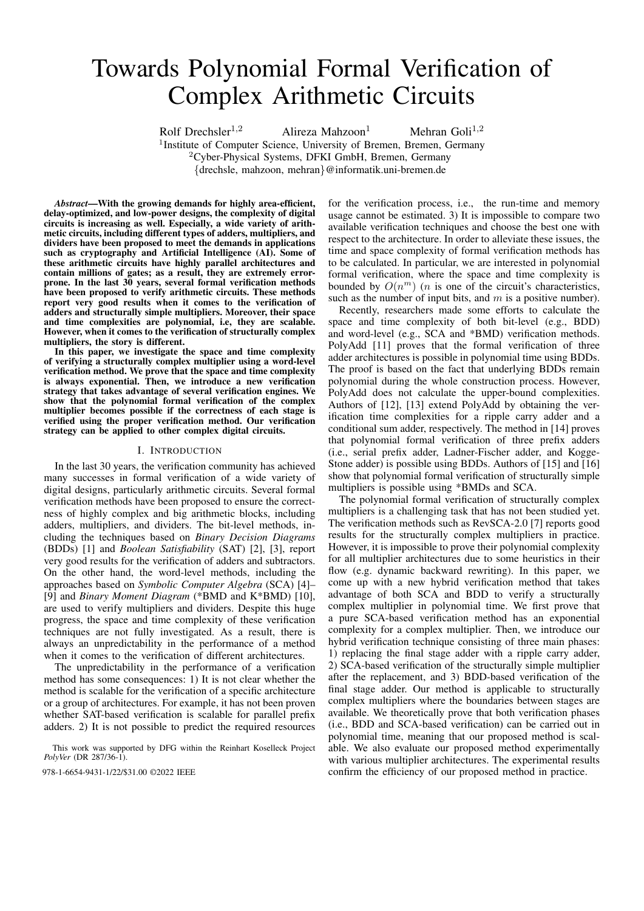# Towards Polynomial Formal Verification of Complex Arithmetic Circuits

Rolf Drechsler[1,2] Alireza Mahzoon[1] Mehran Goli[1,2]

[1]Institute of Computer Science, University of Bremen, Bremen, Germany

[2]Cyber-Physical Systems, DFKI GmbH, Bremen, Germany

{drechsle, mahzoon, mehran}@informatik.uni-bremen.de

***Abstract*—With the growing demands for highly area-efficient, delay-optimized, and low-power designs, the complexity of digital circuits is increasing as well. Especially, a wide variety of arithmetic circuits, including different types of adders, multipliers, and dividers have been proposed to meet the demands in applications such as cryptography and Artificial Intelligence (AI). Some of these arithmetic circuits have highly parallel architectures and contain millions of gates; as a result, they are extremely error-prone. In the last 30 years, several formal verification methods have been proposed to verify arithmetic circuits. These methods report very good results when it comes to the verification of adders and structurally simple multipliers. Moreover, their space and time complexities are polynomial, i.e, they are scalable. However, when it comes to the verification of structurally complex multipliers, the story is different.**

**In this paper, we investigate the space and time complexity of verifying a structurally complex multiplier using a word-level verification method. We prove that the space and time complexity is always exponential. Then, we introduce a new verification strategy that takes advantage of several verification engines. We show that the polynomial formal verification of the complex multiplier becomes possible if the correctness of each stage is verified using the proper verification method. Our verification strategy can be applied to other complex digital circuits.**

## I. Introduction

In the last 30 years, the verification community has achieved many successes in formal verification of a wide variety of digital designs, particularly arithmetic circuits. Several formal verification methods have been proposed to ensure the correctness of highly complex and big arithmetic blocks, including adders, multipliers, and dividers. The bit-level methods, including the techniques based on *Binary Decision Diagrams* (BDDs) [1] and *Boolean Satisfiability* (SAT) [2], [3], report very good results for the verification of adders and subtractors. On the other hand, the word-level methods, including the approaches based on *Symbolic Computer Algebra* (SCA) [4]–[9] and *Binary Moment Diagram* (*BMD and K*BMD) [10], are used to verify multipliers and dividers. Despite this huge progress, the space and time complexity of these verification techniques are not fully investigated. As a result, there is always an unpredictability in the performance of a method when it comes to the verification of different architectures.

The unpredictability in the performance of a verification method has some consequences: 1) It is not clear whether the method is scalable for the verification of a specific architecture or a group of architectures. For example, it has not been proven whether SAT-based verification is scalable for parallel prefix adders. 2) It is not possible to predict the required resources for the verification process, i.e., the run-time and memory usage cannot be estimated. 3) It is impossible to compare two available verification techniques and choose the best one with respect to the architecture. In order to alleviate these issues, the time and space complexity of formal verification methods has to be calculated. In particular, we are interested in polynomial formal verification, where the space and time complexity is bounded by $O(n^m)$ ($n$ is one of the circuit's characteristics, such as the number of input bits, and $m$ is a positive number).

Recently, researchers made some efforts to calculate the space and time complexity of both bit-level (e.g., BDD) and word-level (e.g., SCA and *BMD) verification methods. PolyAdd [11] proves that the formal verification of three adder architectures is possible in polynomial time using BDDs. The proof is based on the fact that underlying BDDs remain polynomial during the whole construction process. However, PolyAdd does not calculate the upper-bound complexities. Authors of [12], [13] extend PolyAdd by obtaining the verification time complexities for a ripple carry adder and a conditional sum adder, respectively. The method in [14] proves that polynomial formal verification of three prefix adders (i.e., serial prefix adder, Ladner-Fischer adder, and Kogge-Stone adder) is possible using BDDs. Authors of [15] and [16] show that polynomial formal verification of structurally simple multipliers is possible using *BMDs and SCA.

The polynomial formal verification of structurally complex multipliers is a challenging task that has not been studied yet. The verification methods such as RevSCA-2.0 [7] reports good results for the structurally complex multipliers in practice. However, it is impossible to prove their polynomial complexity for all multiplier architectures due to some heuristics in their flow (e.g. dynamic backward rewriting). In this paper, we come up with a new hybrid verification method that takes advantage of both SCA and BDD to verify a structurally complex multiplier in polynomial time. We first prove that a pure SCA-based verification method has an exponential complexity for a complex multiplier. Then, we introduce our hybrid verification technique consisting of three main phases: 1) replacing the final stage adder with a ripple carry adder, 2) SCA-based verification of the structurally simple multiplier after the replacement, and 3) BDD-based verification of the final stage adder. Our method is applicable to structurally complex multipliers where the boundaries between stages are available. We theoretically prove that both verification phases (i.e., BDD and SCA-based verification) can be carried out in polynomial time, meaning that our proposed method is scalable. We also evaluate our proposed method experimentally with various multiplier architectures. The experimental results confirm the efficiency of our proposed method in practice.

This work was supported by DFG within the Reinhart Koselleck Project *PolyVer* (DR 287/36-1).

978-1-6654-9431-1/22/$31.00 ©2022 IEEE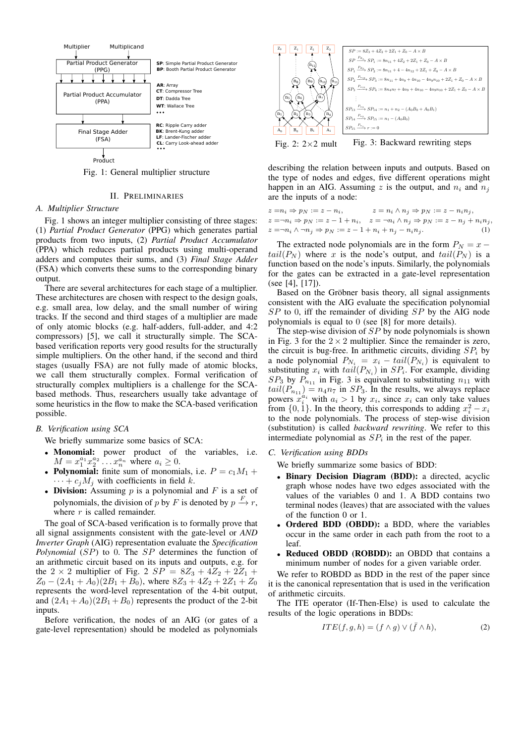Fig. 1: General multiplier structure

Fig. 2: 2×2 mult

Fig. 3: Backward rewriting steps

## II. Preliminaries

### A. Multiplier Structure

Fig. 1 shows an integer multiplier consisting of three stages: (1) *Partial Product Generator* (PPG) which generates partial products from two inputs, (2) *Partial Product Accumulator* (PPA) which reduces partial products using multi-operand adders and computes their sums, and (3) *Final Stage Adder* (FSA) which converts these sums to the corresponding binary output.

There are several architectures for each stage of a multiplier. These architectures are chosen with respect to the design goals, e.g. small area, low delay, and the small number of wiring tracks. If the second and third stages of a multiplier are made of only atomic blocks (e.g. half-adders, full-adder, and 4:2 compressors) [5], we call it structurally simple. The SCA-based verification reports very good results for the structurally simple multipliers. On the other hand, if the second and third stages (usually FSA) are not fully made of atomic blocks, we call them structurally complex. Formal verification of structurally complex multipliers is a challenge for the SCA-based methods. Thus, researchers usually take advantage of some heuristics in the flow to make the SCA-based verification possible.

### B. Verification using SCA

We briefly summarize some basics of SCA:

- **Monomial:** power product of the variables, i.e. $M = x_1^{a_1} x_2^{a_2} \dots x_n^{a_n}$ where $a_i \geq 0$.
- **Polynomial:** finite sum of monomials, i.e. $P = c_1 M_1 + \dots + c_j M_j$ with coefficients in field $k$.
- **Division:** Assuming $p$ is a polynomial and $F$ is a set of polynomials, the division of $p$ by $F$ is denoted by $p \xrightarrow{F} r$, where $r$ is called remainder.

The goal of SCA-based verification is to formally prove that all signal assignments consistent with the gate-level or *AND Inverter Graph* (AIG) representation evaluate the *Specification Polynomial* ($SP$) to 0. The $SP$ determines the function of an arithmetic circuit based on its inputs and outputs, e.g. for the $2 \times 2$ multiplier of Fig. 2 $SP = 8Z_3 + 4Z_2 + 2Z_1 + Z_0 - (2A_1 + A_0)(2B_1 + B_0)$, where $8Z_3 + 4Z_2 + 2Z_1 + Z_0$ represents the word-level representation of the 4-bit output, and $(2A_1 + A_0)(2B_1 + B_0)$ represents the product of the 2-bit inputs.

Before verification, the nodes of an AIG (or gates of a gate-level representation) should be modeled as polynomials describing the relation between inputs and outputs. Based on the type of nodes and edges, five different operations might happen in an AIG. Assuming $z$ is the output, and $n_i$ and $n_j$ are the inputs of a node:

$$\begin{aligned}
&z = n_i \Rightarrow p_N := z - n_i, \qquad z = n_i \wedge n_j \Rightarrow p_N := z - n_i n_j,\\
&z = \neg n_i \Rightarrow p_N := z - 1 + n_i, \quad z = \neg n_i \wedge n_j \Rightarrow p_N := z - n_j + n_i n_j,\\
&z = \neg n_i \wedge \neg n_j \Rightarrow p_N := z - 1 + n_i + n_j - n_i n_j.
\end{aligned} \tag{1}$$

The extracted node polynomials are in the form $P_N = x - tail(P_N)$ where $x$ is the node's output, and $tail(P_N)$ is a function based on the node's inputs. Similarly, the polynomials for the gates can be extracted in a gate-level representation (see [4], [17]).

Based on the Gröbner basis theory, all signal assignments consistent with the AIG evaluate the specification polynomial $SP$ to 0, iff the remainder of dividing $SP$ by the AIG node polynomials is equal to 0 (see [8] for more details).

The step-wise division of $SP$ by node polynomials is shown in Fig. 3 for the $2 \times 2$ multiplier. Since the remainder is zero, the circuit is bug-free. In arithmetic circuits, dividing $SP_i$ by a node polynomial $P_{N_i} = x_i - tail(P_{N_i})$ is equivalent to substituting $x_i$ with $tail(P_{N_i})$ in $SP_i$. For example, dividing $SP_3$ by $P_{n_{11}}$ in Fig. 3 is equivalent to substituting $n_{11}$ with $tail(P_{n_{11}}) = n_4 n_7$ in $SP_3$. In the results, we always replace powers $x_i^{a_i}$ with $a_i > 1$ by $x_i$, since $x_i$ can only take values from $\{0, 1\}$. In the theory, this corresponds to adding $x_i^2 - x_i$ to the node polynomials. The process of step-wise division (substitution) is called *backward rewriting*. We refer to this intermediate polynomial as $SP_i$ in the rest of the paper.

### C. Verification using BDDs

We briefly summarize some basics of BDD:

- **Binary Decision Diagram (BDD):** a directed, acyclic graph whose nodes have two edges associated with the values of the variables 0 and 1. A BDD contains two terminal nodes (leaves) that are associated with the values of the function 0 or 1.
- **Ordered BDD (OBDD):** a BDD, where the variables occur in the same order in each path from the root to a leaf.
- **Reduced OBDD (ROBDD):** an OBDD that contains a minimum number of nodes for a given variable order.

We refer to ROBDD as BDD in the rest of the paper since it is the canonical representation that is used in the verification of arithmetic circuits.

The ITE operator (If-Then-Else) is used to calculate the results of the logic operations in BDDs:

$$ITE(f, g, h) = (f \wedge g) \vee (\bar{f} \wedge h), \tag{2}$$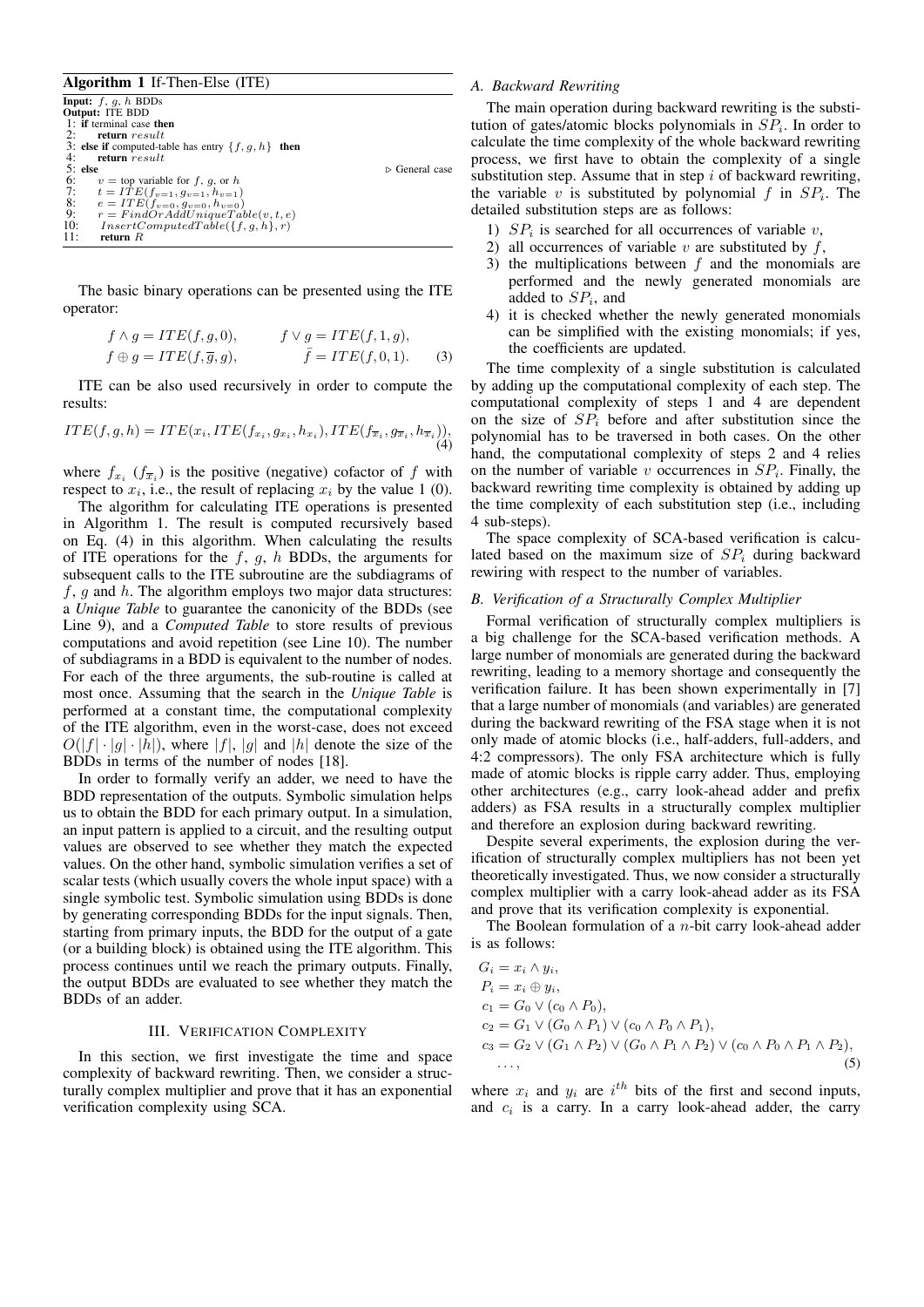**Algorithm 1** If-Then-Else (ITE)

```
Input: f, g, h BDDs
Output: ITE BDD
 1: if terminal case then
 2:     return result
 3: else if computed-table has entry {f, g, h} then
 4:     return result
 5: else                                              ▷ General case
 6:     v = top variable for f, g, or h
 7:     t = ITE(f_{v=1}, g_{v=1}, h_{v=1})
 8:     e = ITE(f_{v=0}, g_{v=0}, h_{v=0})
 9:     r = FindOrAddUniqueTable(v, t, e)
10:     InsertComputedTable({f, g, h}, r)
11:     return R
```

The basic binary operations can be presented using the ITE operator:

$$f \wedge g = ITE(f, g, 0), \qquad f \vee g = ITE(f, 1, g),$$
$$f \oplus g = ITE(f, \overline{g}, g), \qquad \bar{f} = ITE(f, 0, 1). \tag{3}$$

ITE can be also used recursively in order to compute the results:

$$ITE(f, g, h) = ITE(x_i, ITE(f_{x_i}, g_{x_i}, h_{x_i}), ITE(f_{\overline{x}_i}, g_{\overline{x}_i}, h_{\overline{x}_i})), \tag{4}$$

where $f_{x_i}$ ($f_{\overline{x}_i}$) is the positive (negative) cofactor of $f$ with respect to $x_i$, i.e., the result of replacing $x_i$ by the value 1 (0).

The algorithm for calculating ITE operations is presented in Algorithm 1. The result is computed recursively based on Eq. (4) in this algorithm. When calculating the results of ITE operations for the $f$, $g$, $h$ BDDs, the arguments for subsequent calls to the ITE subroutine are the subdiagrams of $f$, $g$ and $h$. The algorithm employs two major data structures: a *Unique Table* to guarantee the canonicity of the BDDs (see Line 9), and a *Computed Table* to store results of previous computations and avoid repetition (see Line 10). The number of subdiagrams in a BDD is equivalent to the number of nodes. For each of the three arguments, the sub-routine is called at most once. Assuming that the search in the *Unique Table* is performed at a constant time, the computational complexity of the ITE algorithm, even in the worst-case, does not exceed $O(|f| \cdot |g| \cdot |h|)$, where $|f|$, $|g|$ and $|h|$ denote the size of the BDDs in terms of the number of nodes [18].

In order to formally verify an adder, we need to have the BDD representation of the outputs. Symbolic simulation helps us to obtain the BDD for each primary output. In a simulation, an input pattern is applied to a circuit, and the resulting output values are observed to see whether they match the expected values. On the other hand, symbolic simulation verifies a set of scalar tests (which usually covers the whole input space) with a single symbolic test. Symbolic simulation using BDDs is done by generating corresponding BDDs for the input signals. Then, starting from primary inputs, the BDD for the output of a gate (or a building block) is obtained using the ITE algorithm. This process continues until we reach the primary outputs. Finally, the output BDDs are evaluated to see whether they match the BDDs of an adder.

## III. Verification Complexity

In this section, we first investigate the time and space complexity of backward rewriting. Then, we consider a structurally complex multiplier and prove that it has an exponential verification complexity using SCA.

### A. Backward Rewriting

The main operation during backward rewriting is the substitution of gates/atomic blocks polynomials in $SP_i$. In order to calculate the time complexity of the whole backward rewriting process, we first have to obtain the complexity of a single substitution step. Assume that in step $i$ of backward rewriting, the variable $v$ is substituted by polynomial $f$ in $SP_i$. The detailed substitution steps are as follows:

1) $SP_i$ is searched for all occurrences of variable $v$,
2) all occurrences of variable $v$ are substituted by $f$,
3) the multiplications between $f$ and the monomials are performed and the newly generated monomials are added to $SP_i$, and
4) it is checked whether the newly generated monomials can be simplified with the existing monomials; if yes, the coefficients are updated.

The time complexity of a single substitution is calculated by adding up the computational complexity of each step. The computational complexity of steps 1 and 4 are dependent on the size of $SP_i$ before and after substitution since the polynomial has to be traversed in both cases. On the other hand, the computational complexity of steps 2 and 4 relies on the number of variable $v$ occurrences in $SP_i$. Finally, the backward rewriting time complexity is obtained by adding up the time complexity of each substitution step (i.e., including 4 sub-steps).

The space complexity of SCA-based verification is calculated based on the maximum size of $SP_i$ during backward rewiring with respect to the number of variables.

### B. Verification of a Structurally Complex Multiplier

Formal verification of structurally complex multipliers is a big challenge for the SCA-based verification methods. A large number of monomials are generated during the backward rewriting, leading to a memory shortage and consequently the verification failure. It has been shown experimentally in [7] that a large number of monomials (and variables) are generated during the backward rewriting of the FSA stage when it is not only made of atomic blocks (i.e., half-adders, full-adders, and 4:2 compressors). The only FSA architecture which is fully made of atomic blocks is ripple carry adder. Thus, employing other architectures (e.g., carry look-ahead adder and prefix adders) as FSA results in a structurally complex multiplier and therefore an explosion during backward rewriting.

Despite several experiments, the explosion during the verification of structurally complex multipliers has not been yet theoretically investigated. Thus, we now consider a structurally complex multiplier with a carry look-ahead adder as its FSA and prove that its verification complexity is exponential.

The Boolean formulation of a $n$-bit carry look-ahead adder is as follows:

$$\begin{aligned}
&G_i = x_i \wedge y_i, \\
&P_i = x_i \oplus y_i, \\
&c_1 = G_0 \vee (c_0 \wedge P_0), \\
&c_2 = G_1 \vee (G_0 \wedge P_1) \vee (c_0 \wedge P_0 \wedge P_1), \\
&c_3 = G_2 \vee (G_1 \wedge P_2) \vee (G_0 \wedge P_1 \wedge P_2) \vee (c_0 \wedge P_0 \wedge P_1 \wedge P_2), \\
&\quad \ldots,
\end{aligned} \tag{5}$$

where $x_i$ and $y_i$ are $i^{th}$ bits of the first and second inputs, and $c_i$ is a carry. In a carry look-ahead adder, the carry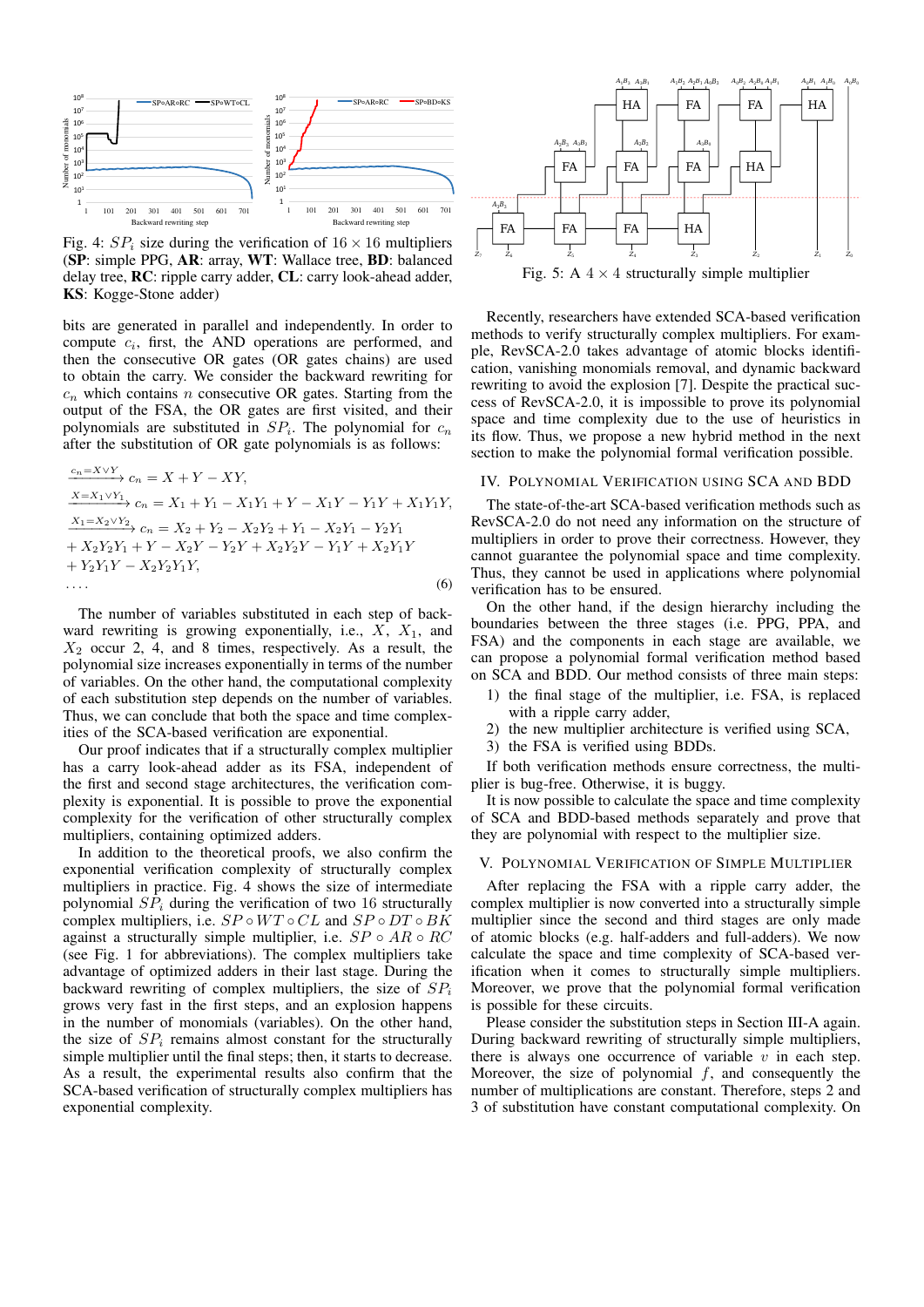108
107
106
105
104
103
102
101
1
Number of monomials
1 101 201 301 401 501 601 701
Backward rewriting step
SP∘AR∘RC
SP∘WT∘CL

108
107
106
105
104
103
102
101
1
Number of monomials
1 101 201 301 401 501 601 701
Backward rewriting step
SP∘AR∘RC
SP∘BD∘KS

Fig. 4: $SP_i$ size during the verification of $16 \times 16$ multipliers (**SP**: simple PPG, **AR**: array, **WT**: Wallace tree, **BD**: balanced delay tree, **RC**: ripple carry adder, **CL**: carry look-ahead adder, **KS**: Kogge-Stone adder)

bits are generated in parallel and independently. In order to compute $c_i$, first, the AND operations are performed, and then the consecutive OR gates (OR gates chains) are used to obtain the carry. We consider the backward rewriting for $c_n$ which contains $n$ consecutive OR gates. Starting from the output of the FSA, the OR gates are first visited, and their polynomials are substituted in $SP_i$. The polynomial for $c_n$ after the substitution of OR gate polynomials is as follows:

$$
\begin{aligned}
&\xrightarrow{c_n = X \vee Y} c_n = X + Y - XY, \\
&\xrightarrow{X = X_1 \vee Y_1} c_n = X_1 + Y_1 - X_1Y_1 + Y - X_1Y - Y_1Y + X_1Y_1Y, \\
&\xrightarrow{X_1 = X_2 \vee Y_2} c_n = X_2 + Y_2 - X_2Y_2 + Y_1 - X_2Y_1 - Y_2Y_1 \\
&+ X_2Y_2Y_1 + Y - X_2Y - Y_2Y + X_2Y_2Y - Y_1Y + X_2Y_1Y \\
&+ Y_2Y_1Y - X_2Y_2Y_1Y, \\
&\dots.
\end{aligned} \tag{6}
$$

The number of variables substituted in each step of backward rewriting is growing exponentially, i.e., $X$, $X_1$, and $X_2$ occur 2, 4, and 8 times, respectively. As a result, the polynomial size increases exponentially in terms of the number of variables. On the other hand, the computational complexity of each substitution step depends on the number of variables. Thus, we can conclude that both the space and time complexities of the SCA-based verification are exponential.

Our proof indicates that if a structurally complex multiplier has a carry look-ahead adder as its FSA, independent of the first and second stage architectures, the verification complexity is exponential. It is possible to prove the exponential complexity for the verification of other structurally complex multipliers, containing optimized adders.

In addition to the theoretical proofs, we also confirm the exponential verification complexity of structurally complex multipliers in practice. Fig. 4 shows the size of intermediate polynomial $SP_i$ during the verification of two 16 structurally complex multipliers, i.e. $SP \circ WT \circ CL$ and $SP \circ DT \circ BK$ against a structurally simple multiplier, i.e. $SP \circ AR \circ RC$ (see Fig. 1 for abbreviations). The complex multipliers take advantage of optimized adders in their last stage. During the backward rewriting of complex multipliers, the size of $SP_i$ grows very fast in the first steps, and an explosion happens in the number of monomials (variables). On the other hand, the size of $SP_i$ remains almost constant for the structurally simple multiplier until the final steps; then, it starts to decrease. As a result, the experimental results also confirm that the SCA-based verification of structurally complex multipliers has exponential complexity.

$A_3B_1$ $A_2B_1$ $A_3B_2$ $A_2B_3$ $A_0B_3$ $A_3B_3$ $A_2B_0$ $A_1B_1$ $A_1B_0$ $A_0B_1$ $A_0B_0$
$A_2B_3$ $A_3B_2$ $A_3B_2$ $A_3B_0$
$A_3B_3$
HA FA FA HA
FA FA FA HA
FA FA FA HA
$Z_7$ $Z_6$ $Z_5$ $Z_4$ $Z_3$ $Z_2$ $Z_1$ $Z_0$

Fig. 5: A $4 \times 4$ structurally simple multiplier

Recently, researchers have extended SCA-based verification methods to verify structurally complex multipliers. For example, RevSCA-2.0 takes advantage of atomic blocks identification, vanishing monomials removal, and dynamic backward rewriting to avoid the explosion [7]. Despite the practical success of RevSCA-2.0, it is impossible to prove its polynomial space and time complexity due to the use of heuristics in its flow. Thus, we propose a new hybrid method in the next section to make the polynomial formal verification possible.

## IV. Polynomial Verification using SCA and BDD

The state-of-the-art SCA-based verification methods such as RevSCA-2.0 do not need any information on the structure of multipliers in order to prove their correctness. However, they cannot guarantee the polynomial space and time complexity. Thus, they cannot be used in applications where polynomial verification has to be ensured.

On the other hand, if the design hierarchy including the boundaries between the three stages (i.e. PPG, PPA, and FSA) and the components in each stage are available, we can propose a polynomial formal verification method based on SCA and BDD. Our method consists of three main steps:

1) the final stage of the multiplier, i.e. FSA, is replaced with a ripple carry adder,
2) the new multiplier architecture is verified using SCA,
3) the FSA is verified using BDDs.

If both verification methods ensure correctness, the multiplier is bug-free. Otherwise, it is buggy.

It is now possible to calculate the space and time complexity of SCA and BDD-based methods separately and prove that they are polynomial with respect to the multiplier size.

## V. Polynomial Verification of Simple Multiplier

After replacing the FSA with a ripple carry adder, the complex multiplier is now converted into a structurally simple multiplier since the second and third stages are only made of atomic blocks (e.g. half-adders and full-adders). We now calculate the space and time complexity of SCA-based verification when it comes to structurally simple multipliers. Moreover, we prove that the polynomial formal verification is possible for these circuits.

Please consider the substitution steps in Section III-A again. During backward rewriting of structurally simple multipliers, there is always one occurrence of variable $v$ in each step. Moreover, the size of polynomial $f$, and consequently the number of multiplications are constant. Therefore, steps 2 and 3 of substitution have constant computational complexity. On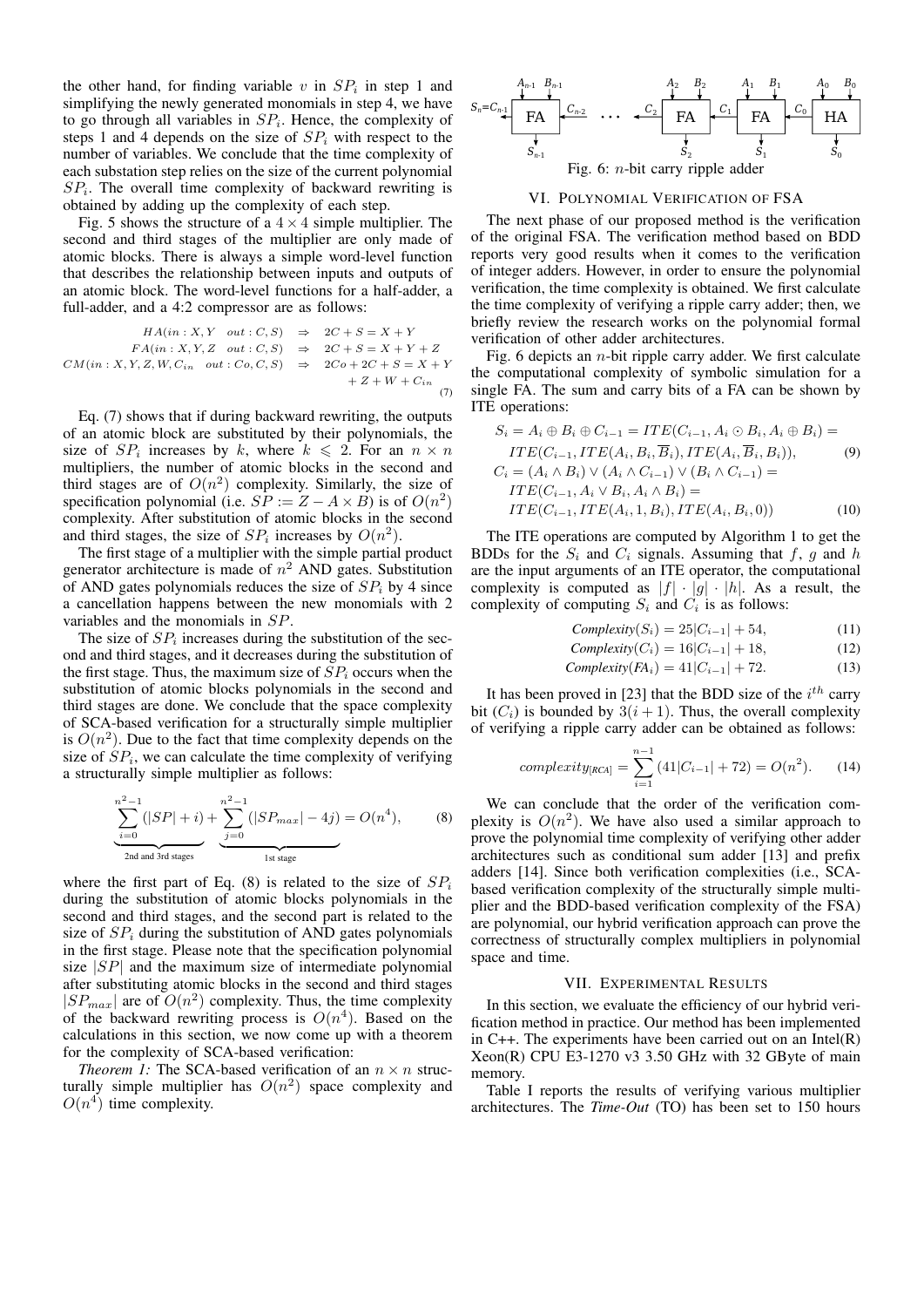the other hand, for finding variable $v$ in $SP_i$ in step 1 and simplifying the newly generated monomials in step 4, we have to go through all variables in $SP_i$. Hence, the complexity of steps 1 and 4 depends on the size of $SP_i$ with respect to the number of variables. We conclude that the time complexity of each substation step relies on the size of the current polynomial $SP_i$. The overall time complexity of backward rewriting is obtained by adding up the complexity of each step.

Fig. 5 shows the structure of a $4 \times 4$ simple multiplier. The second and third stages of the multiplier are only made of atomic blocks. There is always a simple word-level function that describes the relationship between inputs and outputs of an atomic block. The word-level functions for a half-adder, a full-adder, and a 4:2 compressor are as follows:

$$
\begin{aligned}
HA(in: X, Y \quad out: C, S) &\Rightarrow 2C + S = X + Y \\
FA(in: X, Y, Z \quad out: C, S) &\Rightarrow 2C + S = X + Y + Z \\
CM(in: X, Y, Z, W, C_{in} \quad out: Co, C, S) &\Rightarrow 2Co + 2C + S = X + Y \\
&\quad + Z + W + C_{in}
\end{aligned} \tag{7}
$$

Eq. (7) shows that if during backward rewriting, the outputs of an atomic block are substituted by their polynomials, the size of $SP_i$ increases by $k$, where $k \leqslant 2$. For an $n \times n$ multipliers, the number of atomic blocks in the second and third stages are of $O(n^2)$ complexity. Similarly, the size of specification polynomial (i.e. $SP := Z - A \times B$) is of $O(n^2)$ complexity. After substitution of atomic blocks in the second and third stages, the size of $SP_i$ increases by $O(n^2)$.

The first stage of a multiplier with the simple partial product generator architecture is made of $n^2$ AND gates. Substitution of AND gates polynomials reduces the size of $SP_i$ by 4 since a cancellation happens between the new monomials with 2 variables and the monomials in $SP$.

The size of $SP_i$ increases during the substitution of the second and third stages, and it decreases during the substitution of the first stage. Thus, the maximum size of $SP_i$ occurs when the substitution of atomic blocks polynomials in the second and third stages are done. We conclude that the space complexity of SCA-based verification for a structurally simple multiplier is $O(n^2)$. Due to the fact that time complexity depends on the size of $SP_i$, we can calculate the time complexity of verifying a structurally simple multiplier as follows:

$$
\underbrace{\sum_{i=0}^{n^2-1} (|SP| + i)}_{\text{2nd and 3rd stages}} + \underbrace{\sum_{j=0}^{n^2-1} (|SP_{max}| - 4j)}_{\text{1st stage}} = O(n^4), \tag{8}
$$

where the first part of Eq. (8) is related to the size of $SP_i$ during the substitution of atomic blocks polynomials in the second and third stages, and the second part is related to the size of $SP_i$ during the substitution of AND gates polynomials in the first stage. Please note that the specification polynomial size $|SP|$ and the maximum size of intermediate polynomial after substituting atomic blocks in the second and third stages $|SP_{max}|$ are of $O(n^2)$ complexity. Thus, the time complexity of the backward rewriting process is $O(n^4)$. Based on the calculations in this section, we now come up with a theorem for the complexity of SCA-based verification:

*Theorem 1:* The SCA-based verification of an $n \times n$ structurally simple multiplier has $O(n^2)$ space complexity and $O(n^4)$ time complexity.

Fig. 6: $n$-bit carry ripple adder

## VI. Polynomial Verification of FSA

The next phase of our proposed method is the verification of the original FSA. The verification method based on BDD reports very good results when it comes to the verification of integer adders. However, in order to ensure the polynomial verification, the time complexity is obtained. We first calculate the time complexity of verifying a ripple carry adder; then, we briefly review the research works on the polynomial formal verification of other adder architectures.

Fig. 6 depicts an $n$-bit ripple carry adder. We first calculate the computational complexity of symbolic simulation for a single FA. The sum and carry bits of a FA can be shown by ITE operations:

$$
\begin{aligned}
S_i &= A_i \oplus B_i \oplus C_{i-1} = ITE(C_{i-1}, A_i \odot B_i, A_i \oplus B_i) = \\
&\quad ITE(C_{i-1}, ITE(A_i, B_i, \overline{B}_i), ITE(A_i, \overline{B}_i, B_i)),
\end{aligned} \tag{9}
$$

$$
\begin{aligned}
C_i &= (A_i \wedge B_i) \vee (A_i \wedge C_{i-1}) \vee (B_i \wedge C_{i-1}) = \\
&\quad ITE(C_{i-1}, A_i \vee B_i, A_i \wedge B_i) = \\
&\quad ITE(C_{i-1}, ITE(A_i, 1, B_i), ITE(A_i, B_i, 0))
\end{aligned} \tag{10}
$$

The ITE operations are computed by Algorithm 1 to get the BDDs for the $S_i$ and $C_i$ signals. Assuming that $f$, $g$ and $h$ are the input arguments of an ITE operator, the computational complexity is computed as $|f| \cdot |g| \cdot |h|$. As a result, the complexity of computing $S_i$ and $C_i$ is as follows:

$$
\textit{Complexity}(S_i) = 25|C_{i-1}| + 54, \tag{11}
$$

$$
\textit{Complexity}(C_i) = 16|C_{i-1}| + 18, \tag{12}
$$

$$
\textit{Complexity}(FA_i) = 41|C_{i-1}| + 72. \tag{13}
$$

It has been proved in [23] that the BDD size of the $i^{th}$ carry bit ($C_i$) is bounded by $3(i+1)$. Thus, the overall complexity of verifying a ripple carry adder can be obtained as follows:

$$
complexity_{[RCA]} = \sum_{i=1}^{n-1} (41|C_{i-1}| + 72) = O(n^2). \tag{14}
$$

We can conclude that the order of the verification complexity is $O(n^2)$. We have also used a similar approach to prove the polynomial time complexity of verifying other adder architectures such as conditional sum adder [13] and prefix adders [14]. Since both verification complexities (i.e., SCA-based verification complexity of the structurally simple multiplier and the BDD-based verification complexity of the FSA) are polynomial, our hybrid verification approach can prove the correctness of structurally complex multipliers in polynomial space and time.

## VII. Experimental Results

In this section, we evaluate the efficiency of our hybrid verification method in practice. Our method has been implemented in C++. The experiments have been carried out on an Intel(R) Xeon(R) CPU E3-1270 v3 3.50 GHz with 32 GByte of main memory.

Table I reports the results of verifying various multiplier architectures. The *Time-Out* (TO) has been set to 150 hours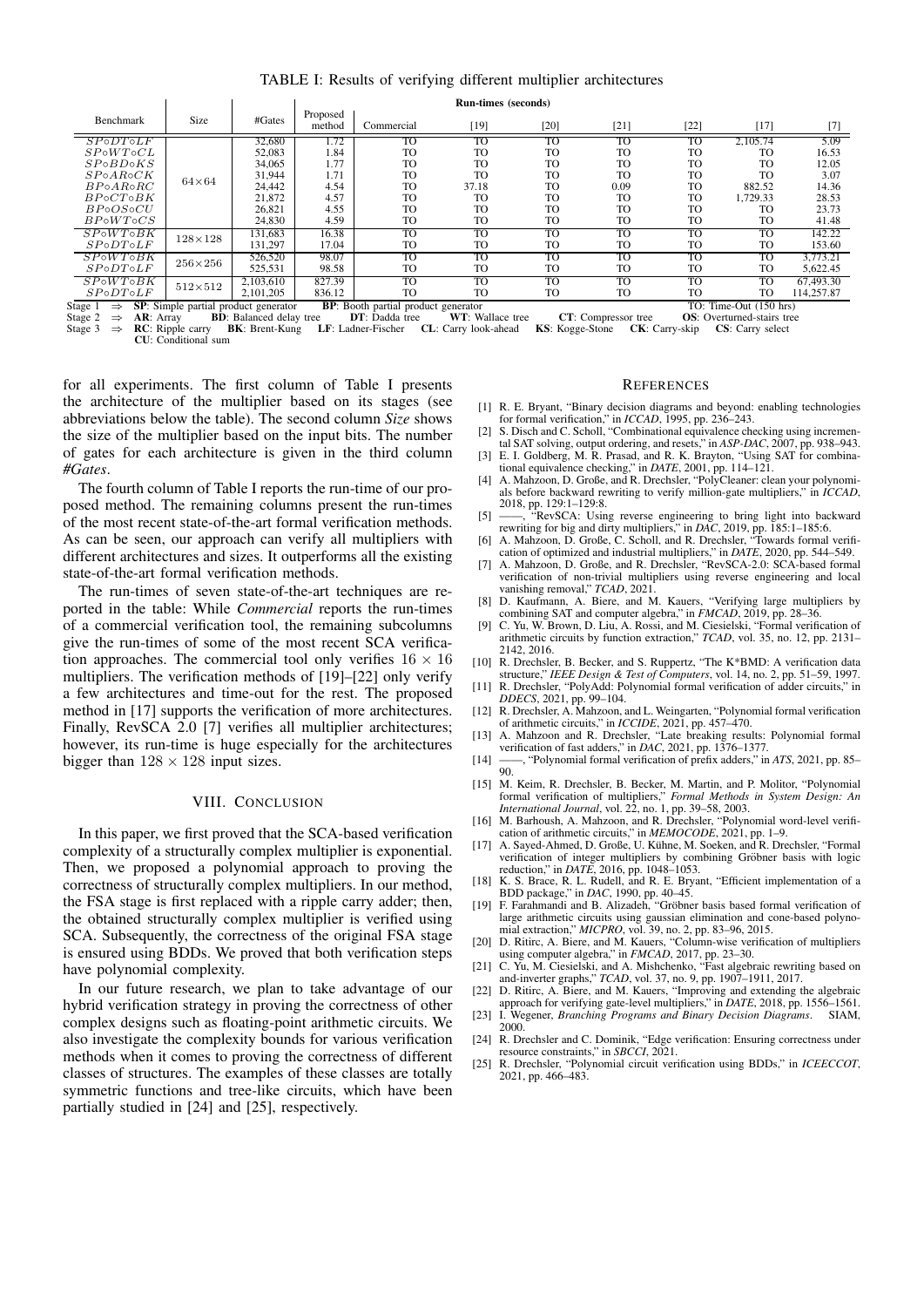TABLE I: Results of verifying different multiplier architectures

| Benchmark | Size | #Gates | Run-times (seconds) | | | | | | | |
|---|---|---|---|---|---|---|---|---|---|---|
| | | | Proposed method | Commercial | [19] | [20] | [21] | [22] | [17] | [7] |
| $SP \circ DT \circ LF$ | $64 \times 64$ | 32,680 | 1.72 | TO | TO | TO | TO | TO | 2,105.74 | 5.09 |
| $SP \circ WT \circ CL$ | | 52,083 | 1.84 | TO | TO | TO | TO | TO | TO | 16.53 |
| $SP \circ BD \circ KS$ | | 34,065 | 1.77 | TO | TO | TO | TO | TO | TO | 12.05 |
| $SP \circ AR \circ CK$ | | 31,944 | 1.71 | TO | TO | TO | TO | TO | TO | 3.07 |
| $BP \circ AR \circ RC$ | | 24,442 | 4.54 | TO | 37.18 | TO | 0.09 | TO | 882.52 | 14.36 |
| $BP \circ CT \circ BK$ | | 21,872 | 4.57 | TO | TO | TO | TO | TO | 1,729.33 | 28.53 |
| $BP \circ OS \circ CU$ | | 26,821 | 4.55 | TO | TO | TO | TO | TO | TO | 23.73 |
| $BP \circ WT \circ CS$ | | 24,830 | 4.59 | TO | TO | TO | TO | TO | TO | 41.48 |
| $SP \circ WT \circ BK$ | $128 \times 128$ | 131,683 | 16.38 | TO | TO | TO | TO | TO | TO | 142.22 |
| $SP \circ DT \circ LF$ | | 131,297 | 17.04 | TO | TO | TO | TO | TO | TO | 153.60 |
| $SP \circ WT \circ BK$ | $256 \times 256$ | 526,520 | 98.07 | TO | TO | TO | TO | TO | TO | 3,773.21 |
| $SP \circ DT \circ LF$ | | 525,531 | 98.58 | TO | TO | TO | TO | TO | TO | 5,622.45 |
| $SP \circ WT \circ BK$ | $512 \times 512$ | 2,103,610 | 827.39 | TO | TO | TO | TO | TO | TO | 67,493.30 |
| $SP \circ DT \circ LF$ | | 2,101,205 | 836.12 | TO | TO | TO | TO | TO | TO | 114,257.87 |

Stage 1 ⇒ **SP**: Simple partial product generator **BP**: Booth partial product generator TO: Time-Out (150 hrs)
Stage 2 ⇒ **AR**: Array **BD**: Balanced delay tree **DT**: Dadda tree **WT**: Wallace tree **CT**: Compressor tree **OS**: Overturned-stairs tree
Stage 3 ⇒ **RC**: Ripple carry **BK**: Brent-Kung **LF**: Ladner-Fischer **CL**: Carry look-ahead **KS**: Kogge-Stone **CK**: Carry-skip **CS**: Carry select **CU**: Conditional sum

for all experiments. The first column of Table I presents the architecture of the multiplier based on its stages (see abbreviations below the table). The second column *Size* shows the size of the multiplier based on the input bits. The number of gates for each architecture is given in the third column *#Gates*.

The fourth column of Table I reports the run-time of our proposed method. The remaining columns present the run-times of the most recent state-of-the-art formal verification methods. As can be seen, our approach can verify all multipliers with different architectures and sizes. It outperforms all the existing state-of-the-art formal verification methods.

The run-times of seven state-of-the-art techniques are reported in the table: While *Commercial* reports the run-times of a commercial verification tool, the remaining subcolumns give the run-times of some of the most recent SCA verification approaches. The commercial tool only verifies $16 \times 16$ multipliers. The verification methods of [19]–[22] only verify a few architectures and time-out for the rest. The proposed method in [17] supports the verification of more architectures. Finally, RevSCA 2.0 [7] verifies all multiplier architectures; however, its run-time is huge especially for the architectures bigger than $128 \times 128$ input sizes.

## VIII. Conclusion

In this paper, we first proved that the SCA-based verification complexity of a structurally complex multiplier is exponential. Then, we proposed a polynomial approach to proving the correctness of structurally complex multipliers. In our method, the FSA stage is first replaced with a ripple carry adder; then, the obtained structurally complex multiplier is verified using SCA. Subsequently, the correctness of the original FSA stage is ensured using BDDs. We proved that both verification steps have polynomial complexity.

In our future research, we plan to take advantage of our hybrid verification strategy in proving the correctness of other complex designs such as floating-point arithmetic circuits. We also investigate the complexity bounds for various verification methods when it comes to proving the correctness of different classes of structures. The examples of these classes are totally symmetric functions and tree-like circuits, which have been partially studied in [24] and [25], respectively.

## References

[1] R. E. Bryant, "Binary decision diagrams and beyond: enabling technologies for formal verification," in *ICCAD*, 1995, pp. 236–243.

[2] S. Disch and C. Scholl, "Combinational equivalence checking using incremental SAT solving, output ordering, and resets," in *ASP-DAC*, 2007, pp. 938–943.

[3] E. I. Goldberg, M. R. Prasad, and R. K. Brayton, "Using SAT for combinational equivalence checking," in *DATE*, 2001, pp. 114–121.

[4] A. Mahzoon, D. Große, and R. Drechsler, "PolyCleaner: clean your polynomials before backward rewriting to verify million-gate multipliers," in *ICCAD*, 2018, pp. 129:1–129:8.

[5] ——, "RevSCA: Using reverse engineering to bring light into backward rewriting for big and dirty multipliers," in *DAC*, 2019, pp. 185:1–185:6.

[6] A. Mahzoon, D. Große, C. Scholl, and R. Drechsler, "Towards formal verification of optimized and industrial multipliers," in *DATE*, 2020, pp. 544–549.

[7] A. Mahzoon, D. Große, and R. Drechsler, "RevSCA-2.0: SCA-based formal verification of non-trivial multipliers using reverse engineering and local vanishing removal," *TCAD*, 2021.

[8] D. Kaufmann, A. Biere, and M. Kauers, "Verifying large multipliers by combining SAT and computer algebra," in *FMCAD*, 2019, pp. 28–36.

[9] C. Yu, W. Brown, D. Liu, A. Rossi, and M. Ciesielski, "Formal verification of arithmetic circuits by function extraction," *TCAD*, vol. 35, no. 12, pp. 2131–2142, 2016.

[10] R. Drechsler, B. Becker, and S. Ruppertz, "The K*BMD: A verification data structure," *IEEE Design & Test of Computers*, vol. 14, no. 2, pp. 51–59, 1997.

[11] R. Drechsler, "PolyAdd: Polynomial formal verification of adder circuits," in *DDECS*, 2021, pp. 99–104.

[12] R. Drechsler, A. Mahzoon, and L. Weingarten, "Polynomial formal verification of arithmetic circuits," in *ICCIDE*, 2021, pp. 457–470.

[13] A. Mahzoon and R. Drechsler, "Late breaking results: Polynomial formal verification of fast adders," in *DAC*, 2021, pp. 1376–1377.

[14] ——, "Polynomial formal verification of prefix adders," in *ATS*, 2021, pp. 85–90.

[15] M. Keim, R. Drechsler, B. Becker, M. Martin, and P. Molitor, "Polynomial formal verification of multipliers," *Formal Methods in System Design: An International Journal*, vol. 22, no. 1, pp. 39–58, 2003.

[16] M. Barhoush, A. Mahzoon, and R. Drechsler, "Polynomial word-level verification of arithmetic circuits," in *MEMOCODE*, 2021, pp. 1–9.

[17] A. Sayed-Ahmed, D. Große, U. Kühne, M. Soeken, and R. Drechsler, "Formal verification of integer multipliers by combining Gröbner basis with logic reduction," in *DATE*, 2016, pp. 1048–1053.

[18] K. S. Brace, R. L. Rudell, and R. E. Bryant, "Efficient implementation of a BDD package," in *DAC*, 1990, pp. 40–45.

[19] F. Farahmandi and B. Alizadeh, "Gröbner basis based formal verification of large arithmetic circuits using gaussian elimination and cone-based polynomial extraction," *MICPRO*, vol. 39, no. 2, pp. 83–96, 2015.

[20] D. Ritirc, A. Biere, and M. Kauers, "Column-wise verification of multipliers using computer algebra," in *FMCAD*, 2017, pp. 23–30.

[21] C. Yu, M. Ciesielski, and A. Mishchenko, "Fast algebraic rewriting based on and-inverter graphs," *TCAD*, vol. 37, no. 9, pp. 1907–1911, 2017.

[22] D. Ritirc, A. Biere, and M. Kauers, "Improving and extending the algebraic approach for verifying gate-level multipliers," in *DATE*, 2018, pp. 1556–1561.

[23] I. Wegener, *Branching Programs and Binary Decision Diagrams*. SIAM, 2000.

[24] R. Drechsler and C. Dominik, "Edge verification: Ensuring correctness under resource constraints," in *SBCCI*, 2021.

[25] R. Drechsler, "Polynomial circuit verification using BDDs," in *ICEECCOT*, 2021, pp. 466–483.